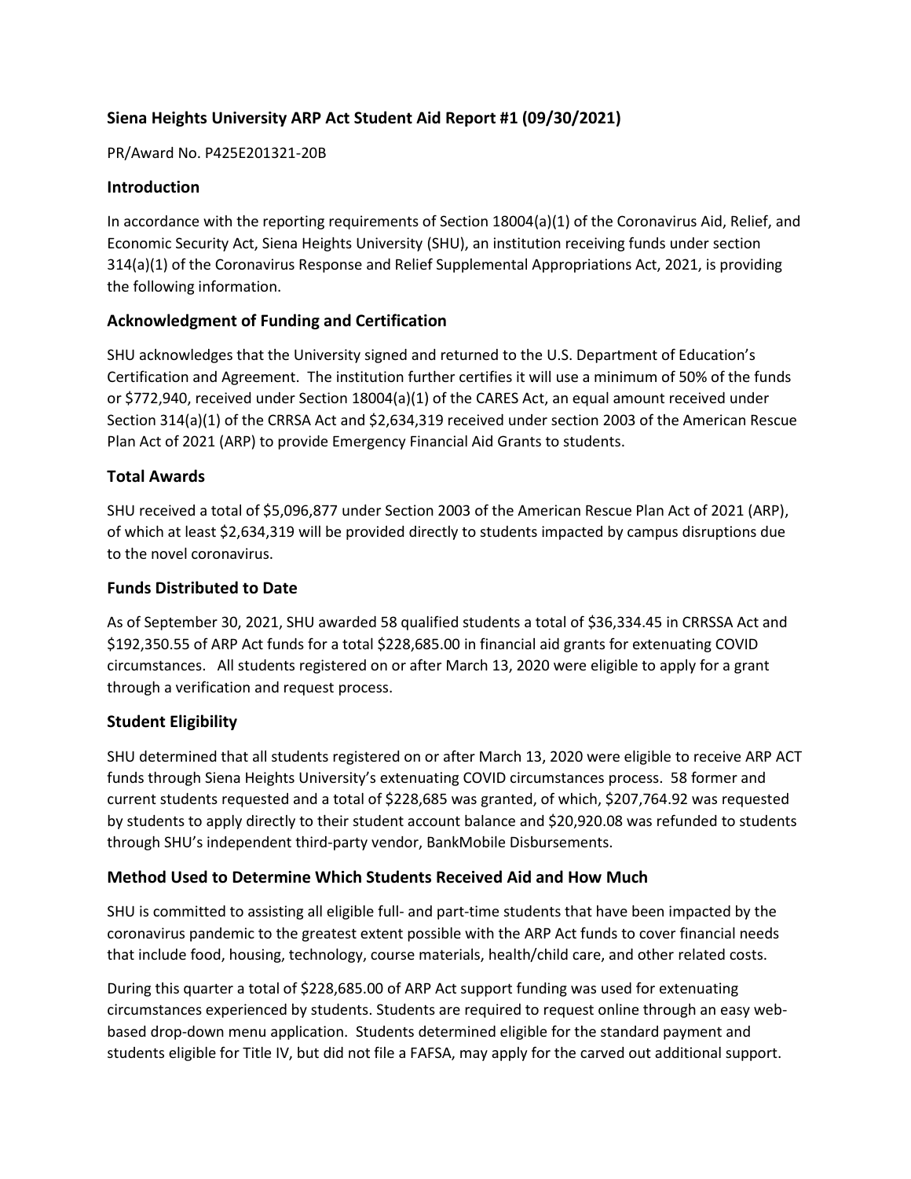## Siena Heights University ARP Act Student Aid Report #1 (09/30/2021)

PR/Award No. P425E201321-20B

### Introduction

In accordance with the reporting requirements of Section 18004(a)(1) of the Coronavirus Aid, Relief, and Economic Security Act, Siena Heights University (SHU), an institution receiving funds under section 314(a)(1) of the Coronavirus Response and Relief Supplemental Appropriations Act, 2021, is providing the following information.

### Acknowledgment of Funding and Certification

SHU acknowledges that the University signed and returned to the U.S. Department of Education's Certification and Agreement. The institution further certifies it will use a minimum of 50% of the funds or $772,940, received under Section 18004(a)(1) of the CARES Act, an equal amount received under Section 314(a)(1) of the CRRSA Act and $2,634,319 received under section 2003 of the American Rescue Plan Act of 2021 (ARP) to provide Emergency Financial Aid Grants to students.

### Total Awards

SHU received a total of $5,096,877 under Section 2003 of the American Rescue Plan Act of 2021 (ARP), of which at least $2,634,319 will be provided directly to students impacted by campus disruptions due to the novel coronavirus.

### Funds Distributed to Date

As of September 30, 2021, SHU awarded 58 qualified students a total of $36,334.45 in CRRSSA Act and $192,350.55 of ARP Act funds for a total $228,685.00 in financial aid grants for extenuating COVID circumstances. All students registered on or after March 13, 2020 were eligible to apply for a grant through a verification and request process.

### Student Eligibility

SHU determined that all students registered on or after March 13, 2020 were eligible to receive ARP ACT funds through Siena Heights University's extenuating COVID circumstances process. 58 former and current students requested and a total of $228,685 was granted, of which, $207,764.92 was requested by students to apply directly to their student account balance and $20,920.08 was refunded to students through SHU's independent third-party vendor, BankMobile Disbursements.

### Method Used to Determine Which Students Received Aid and How Much

SHU is committed to assisting all eligible full- and part-time students that have been impacted by the coronavirus pandemic to the greatest extent possible with the ARP Act funds to cover financial needs that include food, housing, technology, course materials, health/child care, and other related costs.

During this quarter a total of $228,685.00 of ARP Act support funding was used for extenuating circumstances experienced by students. Students are required to request online through an easy web-based drop-down menu application. Students determined eligible for the standard payment and students eligible for Title IV, but did not file a FAFSA, may apply for the carved out additional support.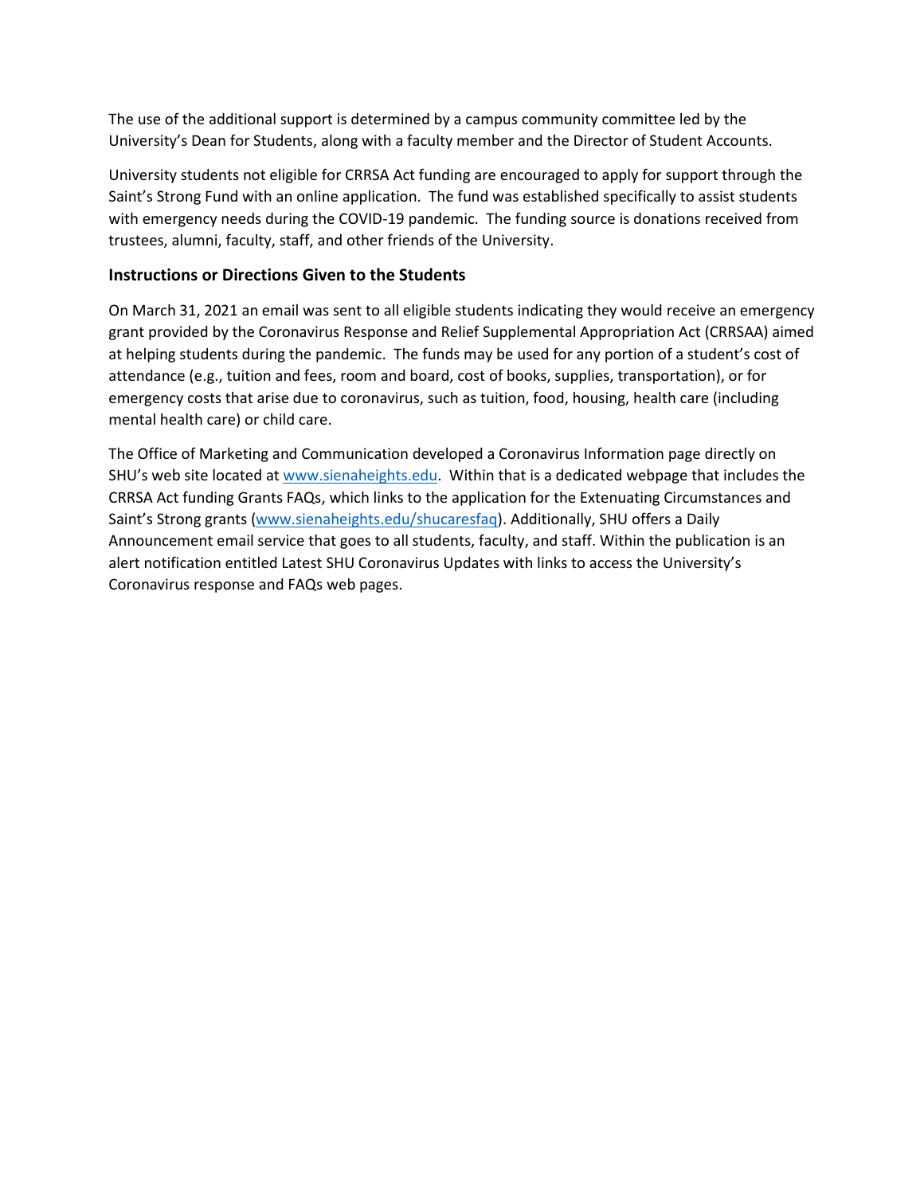The use of the additional support is determined by a campus community committee led by the University's Dean for Students, along with a faculty member and the Director of Student Accounts.

University students not eligible for CRRSA Act funding are encouraged to apply for support through the Saint's Strong Fund with an online application. The fund was established specifically to assist students with emergency needs during the COVID-19 pandemic. The funding source is donations received from trustees, alumni, faculty, staff, and other friends of the University.

### Instructions or Directions Given to the Students

On March 31, 2021 an email was sent to all eligible students indicating they would receive an emergency grant provided by the Coronavirus Response and Relief Supplemental Appropriation Act (CRRSAA) aimed at helping students during the pandemic. The funds may be used for any portion of a student's cost of attendance (e.g., tuition and fees, room and board, cost of books, supplies, transportation), or for emergency costs that arise due to coronavirus, such as tuition, food, housing, health care (including mental health care) or child care.

The Office of Marketing and Communication developed a Coronavirus Information page directly on SHU's web site located at [www.sienaheights.edu](www.sienaheights.edu). Within that is a dedicated webpage that includes the CRRSA Act funding Grants FAQs, which links to the application for the Extenuating Circumstances and Saint's Strong grants ([www.sienaheights.edu/shucaresfaq](www.sienaheights.edu/shucaresfaq)). Additionally, SHU offers a Daily Announcement email service that goes to all students, faculty, and staff. Within the publication is an alert notification entitled Latest SHU Coronavirus Updates with links to access the University's Coronavirus response and FAQs web pages.